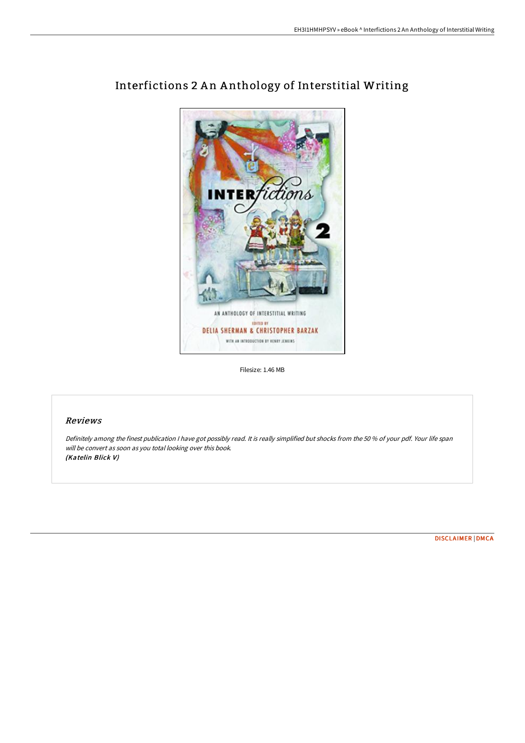# Interfictions 2 An Anthology of Interstitial Writing

Filesize: 1.46 MB

## Reviews

*Definitely among the finest publication I have got possibly read. It is really simplified but shocks from the 50 % of your pdf. Your life span will be convert as soon as you total looking over this book.*
*(Katelin Blick V)*

DISCLAIMER | DMCA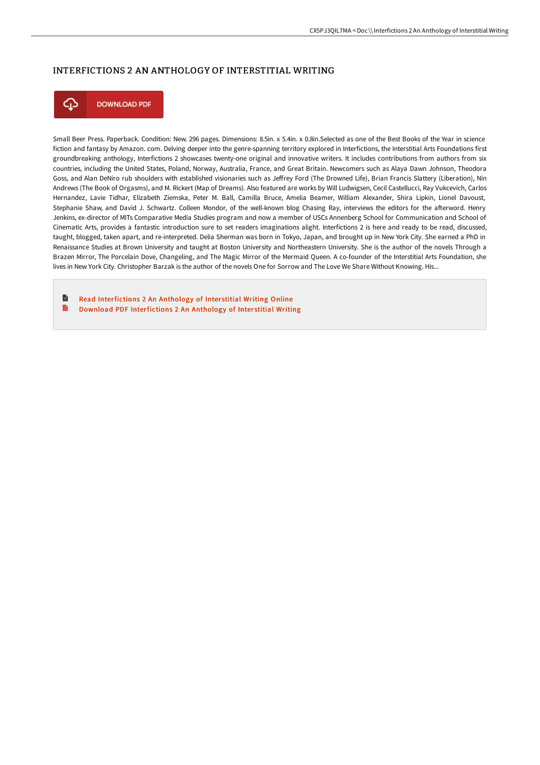# INTERFICTIONS 2 AN ANTHOLOGY OF INTERSTITIAL WRITING

DOWNLOAD PDF

Small Beer Press. Paperback. Condition: New. 296 pages. Dimensions: 8.5in. x 5.4in. x 0.8in.Selected as one of the Best Books of the Year in science fiction and fantasy by Amazon. com. Delving deeper into the genre-spanning territory explored in Interfictions, the Interstitial Arts Foundations first groundbreaking anthology, Interfictions 2 showcases twenty-one original and innovative writers. It includes contributions from authors from six countries, including the United States, Poland, Norway, Australia, France, and Great Britain. Newcomers such as Alaya Dawn Johnson, Theodora Goss, and Alan DeNiro rub shoulders with established visionaries such as Jeffrey Ford (The Drowned Life), Brian Francis Slattery (Liberation), Nin Andrews (The Book of Orgasms), and M. Rickert (Map of Dreams). Also featured are works by Will Ludwigsen, Cecil Castellucci, Ray Vukcevich, Carlos Hernandez, Lavie Tidhar, Elizabeth Ziemska, Peter M. Ball, Camilla Bruce, Amelia Beamer, William Alexander, Shira Lipkin, Lionel Davoust, Stephanie Shaw, and David J. Schwartz. Colleen Mondor, of the well-known blog Chasing Ray, interviews the editors for the afterword. Henry Jenkins, ex-director of MITs Comparative Media Studies program and now a member of USCs Annenberg School for Communication and School of Cinematic Arts, provides a fantastic introduction sure to set readers imaginations alight. Interfictions 2 is here and ready to be read, discussed, taught, blogged, taken apart, and re-interpreted. Delia Sherman was born in Tokyo, Japan, and brought up in New York City. She earned a PhD in Renaissance Studies at Brown University and taught at Boston University and Northeastern University. She is the author of the novels Through a Brazen Mirror, The Porcelain Dove, Changeling, and The Magic Mirror of the Mermaid Queen. A co-founder of the Interstitial Arts Foundation, she lives in New York City. Christopher Barzak is the author of the novels One for Sorrow and The Love We Share Without Knowing. His...

- Read Interfictions 2 An Anthology of Interstitial Writing Online
- Download PDF Interfictions 2 An Anthology of Interstitial Writing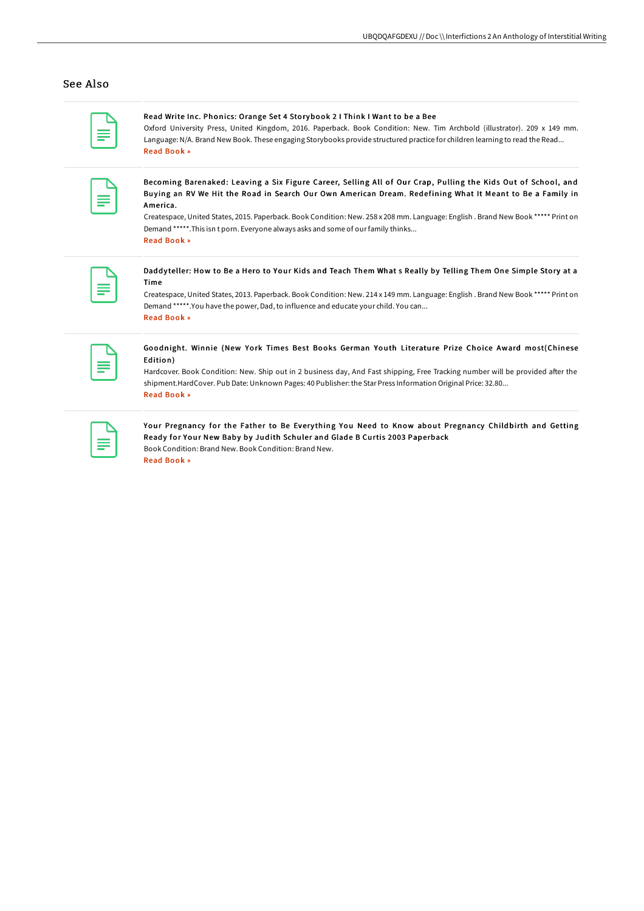## See Also

**Read Write Inc. Phonics: Orange Set 4 Storybook 2 I Think I Want to be a Bee**

Oxford University Press, United Kingdom, 2016. Paperback. Book Condition: New. Tim Archbold (illustrator). 209 x 149 mm. Language: N/A. Brand New Book. These engaging Storybooks provide structured practice for children learning to read the Read...

Read Book »

**Becoming Barenaked: Leaving a Six Figure Career, Selling All of Our Crap, Pulling the Kids Out of School, and Buying an RV We Hit the Road in Search Our Own American Dream. Redefining What It Meant to Be a Family in America.**

Createspace, United States, 2015. Paperback. Book Condition: New. 258 x 208 mm. Language: English . Brand New Book ***** Print on Demand *****.This isn t porn. Everyone always asks and some of our family thinks...

Read Book »

**Daddyteller: How to Be a Hero to Your Kids and Teach Them What s Really by Telling Them One Simple Story at a Time**

Createspace, United States, 2013. Paperback. Book Condition: New. 214 x 149 mm. Language: English . Brand New Book ***** Print on Demand *****.You have the power, Dad, to influence and educate your child. You can...

Read Book »

**Goodnight. Winnie (New York Times Best Books German Youth Literature Prize Choice Award most(Chinese Edition)**

Hardcover. Book Condition: New. Ship out in 2 business day, And Fast shipping, Free Tracking number will be provided after the shipment.HardCover. Pub Date: Unknown Pages: 40 Publisher: the Star Press Information Original Price: 32.80...

Read Book »

**Your Pregnancy for the Father to Be Everything You Need to Know about Pregnancy Childbirth and Getting Ready for Your New Baby by Judith Schuler and Glade B Curtis 2003 Paperback**

Book Condition: Brand New. Book Condition: Brand New.

Read Book »